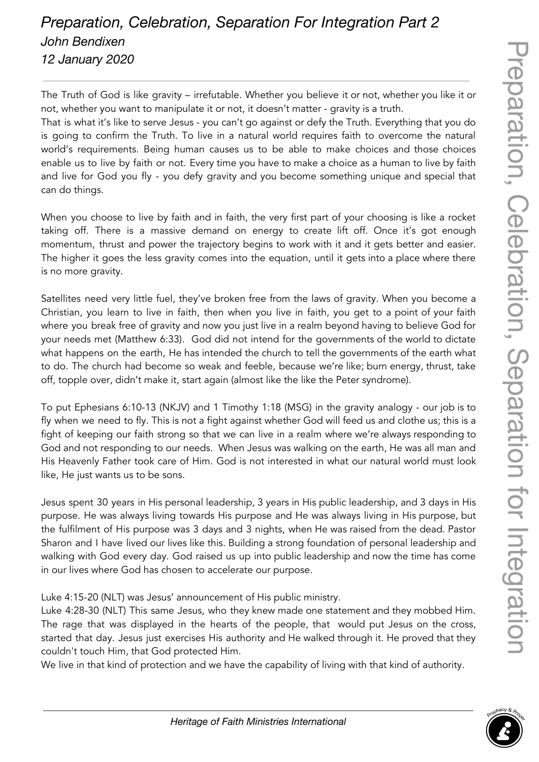# *Preparation, Celebration, Separation For Integration Part 2*

*John Bendixen*

*12 January 2020*

---

The Truth of God is like gravity – irrefutable. Whether you believe it or not, whether you like it or not, whether you want to manipulate it or not, it doesn't matter - gravity is a truth.
That is what it's like to serve Jesus - you can't go against or defy the Truth. Everything that you do is going to confirm the Truth. To live in a natural world requires faith to overcome the natural world's requirements. Being human causes us to be able to make choices and those choices enable us to live by faith or not. Every time you have to make a choice as a human to live by faith and live for God you fly - you defy gravity and you become something unique and special that can do things.

When you choose to live by faith and in faith, the very first part of your choosing is like a rocket taking off. There is a massive demand on energy to create lift off. Once it's got enough momentum, thrust and power the trajectory begins to work with it and it gets better and easier. The higher it goes the less gravity comes into the equation, until it gets into a place where there is no more gravity.

Satellites need very little fuel, they've broken free from the laws of gravity. When you become a Christian, you learn to live in faith, then when you live in faith, you get to a point of your faith where you break free of gravity and now you just live in a realm beyond having to believe God for your needs met (Matthew 6:33). God did not intend for the governments of the world to dictate what happens on the earth, He has intended the church to tell the governments of the earth what to do. The church had become so weak and feeble, because we're like; burn energy, thrust, take off, topple over, didn't make it, start again (almost like the like the Peter syndrome).

To put Ephesians 6:10-13 (NKJV) and 1 Timothy 1:18 (MSG) in the gravity analogy - our job is to fly when we need to fly. This is not a fight against whether God will feed us and clothe us; this is a fight of keeping our faith strong so that we can live in a realm where we're always responding to God and not responding to our needs. When Jesus was walking on the earth, He was all man and His Heavenly Father took care of Him. God is not interested in what our natural world must look like, He just wants us to be sons.

Jesus spent 30 years in His personal leadership, 3 years in His public leadership, and 3 days in His purpose. He was always living towards His purpose and He was always living in His purpose, but the fulfilment of His purpose was 3 days and 3 nights, when He was raised from the dead. Pastor Sharon and I have lived our lives like this. Building a strong foundation of personal leadership and walking with God every day. God raised us up into public leadership and now the time has come in our lives where God has chosen to accelerate our purpose.

Luke 4:15-20 (NLT) was Jesus' announcement of His public ministry.
Luke 4:28-30 (NLT) This same Jesus, who they knew made one statement and they mobbed Him. The rage that was displayed in the hearts of the people, that would put Jesus on the cross, started that day. Jesus just exercises His authority and He walked through it. He proved that they couldn't touch Him, that God protected Him.
We live in that kind of protection and we have the capability of living with that kind of authority.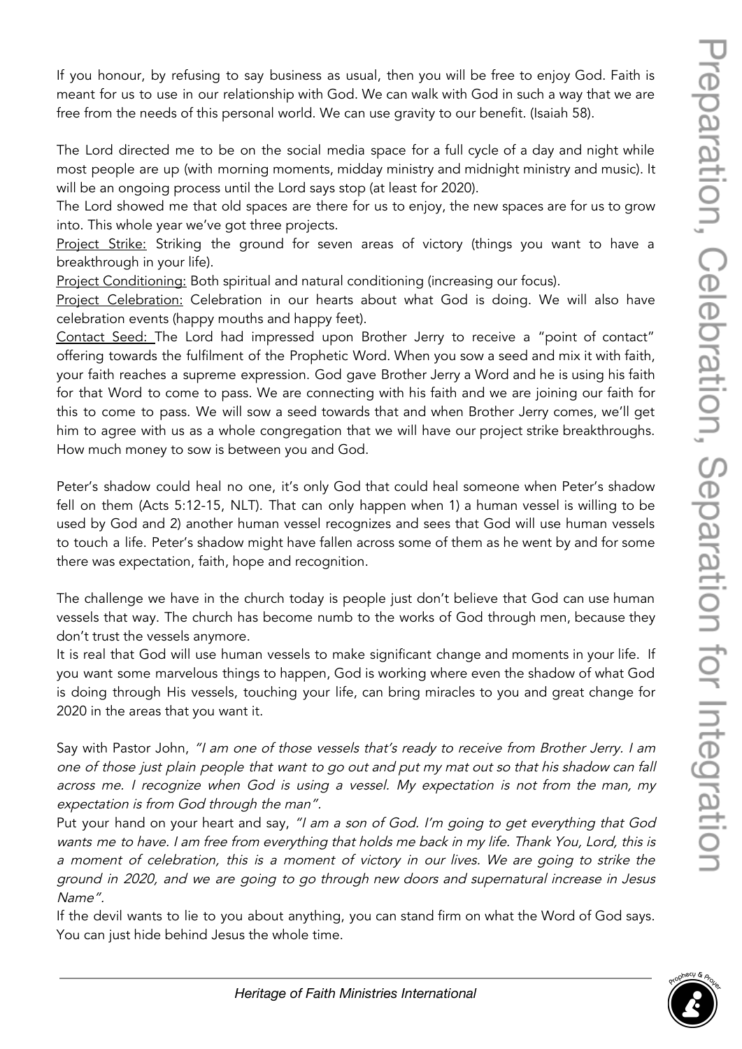If you honour, by refusing to say business as usual, then you will be free to enjoy God. Faith is meant for us to use in our relationship with God. We can walk with God in such a way that we are free from the needs of this personal world. We can use gravity to our benefit. (Isaiah 58).

The Lord directed me to be on the social media space for a full cycle of a day and night while most people are up (with morning moments, midday ministry and midnight ministry and music). It will be an ongoing process until the Lord says stop (at least for 2020).

The Lord showed me that old spaces are there for us to enjoy, the new spaces are for us to grow into. This whole year we've got three projects.

<u>Project Strike:</u> Striking the ground for seven areas of victory (things you want to have a breakthrough in your life).

<u>Project Conditioning:</u> Both spiritual and natural conditioning (increasing our focus).

<u>Project Celebration:</u> Celebration in our hearts about what God is doing. We will also have celebration events (happy mouths and happy feet).

<u>Contact Seed:</u> The Lord had impressed upon Brother Jerry to receive a "point of contact" offering towards the fulfilment of the Prophetic Word. When you sow a seed and mix it with faith, your faith reaches a supreme expression. God gave Brother Jerry a Word and he is using his faith for that Word to come to pass. We are connecting with his faith and we are joining our faith for this to come to pass. We will sow a seed towards that and when Brother Jerry comes, we'll get him to agree with us as a whole congregation that we will have our project strike breakthroughs. How much money to sow is between you and God.

Peter's shadow could heal no one, it's only God that could heal someone when Peter's shadow fell on them (Acts 5:12-15, NLT). That can only happen when 1) a human vessel is willing to be used by God and 2) another human vessel recognizes and sees that God will use human vessels to touch a life. Peter's shadow might have fallen across some of them as he went by and for some there was expectation, faith, hope and recognition.

The challenge we have in the church today is people just don't believe that God can use human vessels that way. The church has become numb to the works of God through men, because they don't trust the vessels anymore.

It is real that God will use human vessels to make significant change and moments in your life. If you want some marvelous things to happen, God is working where even the shadow of what God is doing through His vessels, touching your life, can bring miracles to you and great change for 2020 in the areas that you want it.

Say with Pastor John, *"I am one of those vessels that's ready to receive from Brother Jerry. I am one of those just plain people that want to go out and put my mat out so that his shadow can fall across me. I recognize when God is using a vessel. My expectation is not from the man, my expectation is from God through the man".*

Put your hand on your heart and say, *"I am a son of God. I'm going to get everything that God wants me to have. I am free from everything that holds me back in my life. Thank You, Lord, this is a moment of celebration, this is a moment of victory in our lives. We are going to strike the ground in 2020, and we are going to go through new doors and supernatural increase in Jesus Name".*

If the devil wants to lie to you about anything, you can stand firm on what the Word of God says. You can just hide behind Jesus the whole time.